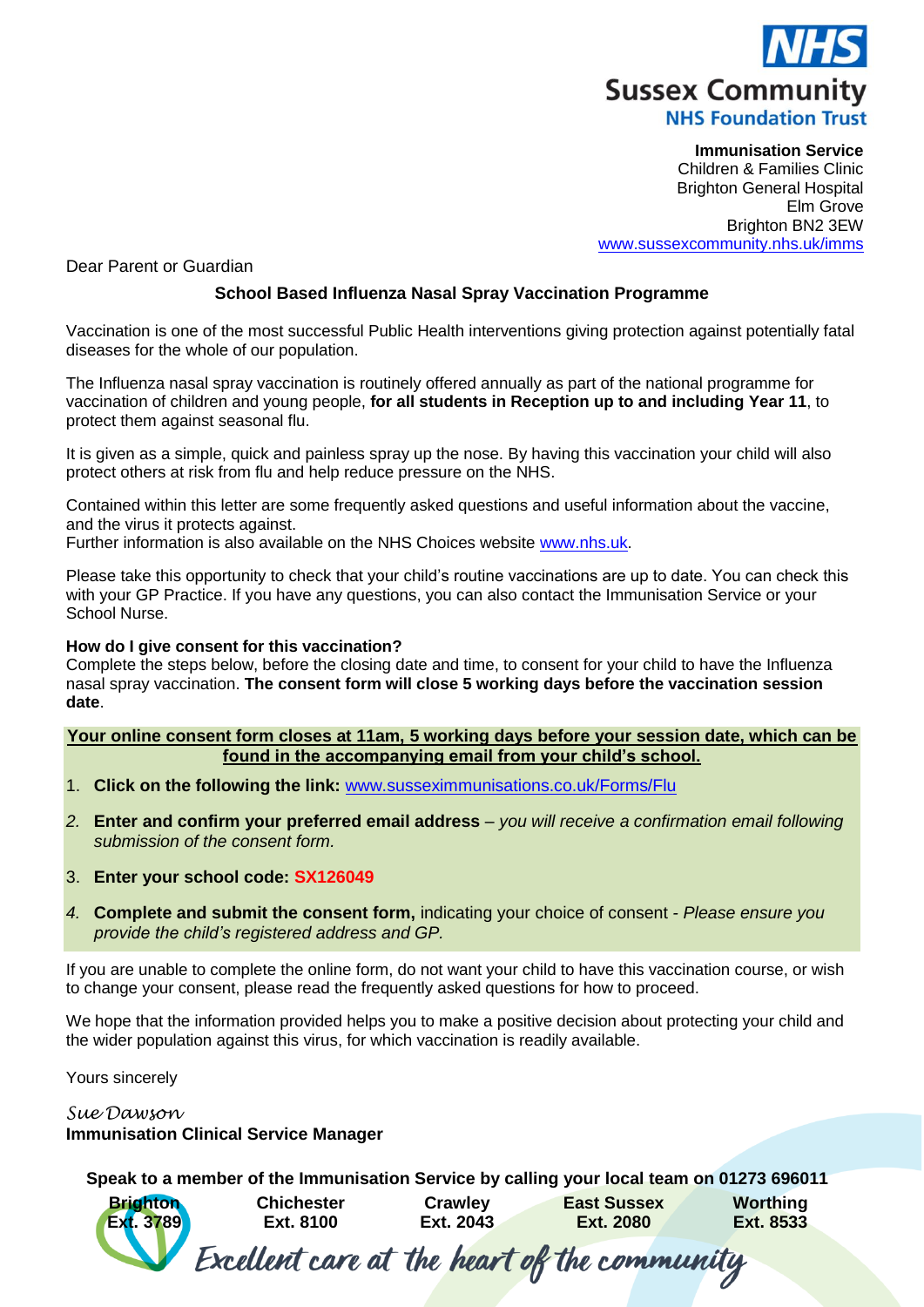**NHS**
**Sussex Community**
**NHS Foundation Trust**

**Immunisation Service**
Children & Families Clinic
Brighton General Hospital
Elm Grove
Brighton BN2 3EW
www.sussexcommunity.nhs.uk/imms

Dear Parent or Guardian

**School Based Influenza Nasal Spray Vaccination Programme**

Vaccination is one of the most successful Public Health interventions giving protection against potentially fatal diseases for the whole of our population.

The Influenza nasal spray vaccination is routinely offered annually as part of the national programme for vaccination of children and young people, **for all students in Reception up to and including Year 11**, to protect them against seasonal flu.

It is given as a simple, quick and painless spray up the nose. By having this vaccination your child will also protect others at risk from flu and help reduce pressure on the NHS.

Contained within this letter are some frequently asked questions and useful information about the vaccine, and the virus it protects against.
Further information is also available on the NHS Choices website www.nhs.uk.

Please take this opportunity to check that your child's routine vaccinations are up to date. You can check this with your GP Practice. If you have any questions, you can also contact the Immunisation Service or your School Nurse.

**How do I give consent for this vaccination?**
Complete the steps below, before the closing date and time, to consent for your child to have the Influenza nasal spray vaccination. **The consent form will close 5 working days before the vaccination session date**.

**Your online consent form closes at 11am, 5 working days before your session date, which can be found in the accompanying email from your child's school.**

1. **Click on the following the link:** www.susseximmunisations.co.uk/Forms/Flu
2. **Enter and confirm your preferred email address** – *you will receive a confirmation email following submission of the consent form.*
3. **Enter your school code: SX126049**
4. **Complete and submit the consent form,** indicating your choice of consent - *Please ensure you provide the child's registered address and GP.*

If you are unable to complete the online form, do not want your child to have this vaccination course, or wish to change your consent, please read the frequently asked questions for how to proceed.

We hope that the information provided helps you to make a positive decision about protecting your child and the wider population against this virus, for which vaccination is readily available.

Yours sincerely

*Sue Dawson*
**Immunisation Clinical Service Manager**

**Speak to a member of the Immunisation Service by calling your local team on 01273 696011**

| Brighton | Chichester | Crawley | East Sussex | Worthing |
|---|---|---|---|---|
| Ext. 3789 | Ext. 8100 | Ext. 2043 | Ext. 2080 | Ext. 8533 |

*Excellent care at the heart of the community*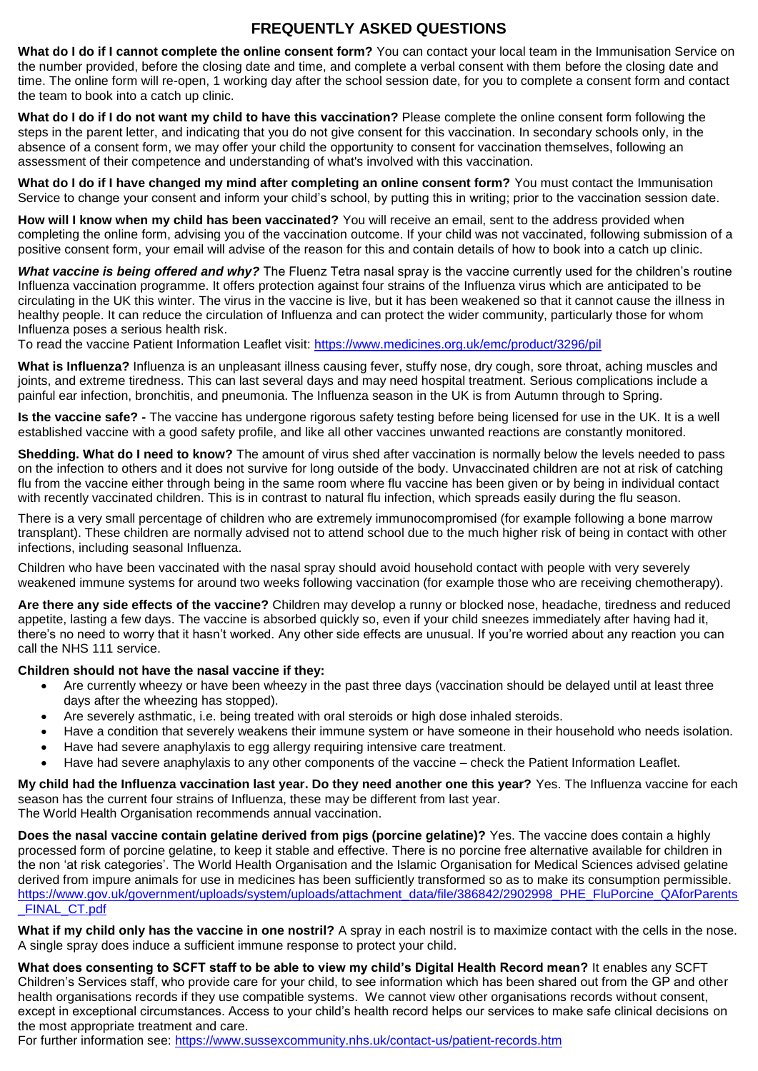# FREQUENTLY ASKED QUESTIONS

**What do I do if I cannot complete the online consent form?** You can contact your local team in the Immunisation Service on the number provided, before the closing date and time, and complete a verbal consent with them before the closing date and time. The online form will re-open, 1 working day after the school session date, for you to complete a consent form and contact the team to book into a catch up clinic.

**What do I do if I do not want my child to have this vaccination?** Please complete the online consent form following the steps in the parent letter, and indicating that you do not give consent for this vaccination. In secondary schools only, in the absence of a consent form, we may offer your child the opportunity to consent for vaccination themselves, following an assessment of their competence and understanding of what's involved with this vaccination.

**What do I do if I have changed my mind after completing an online consent form?** You must contact the Immunisation Service to change your consent and inform your child's school, by putting this in writing; prior to the vaccination session date.

**How will I know when my child has been vaccinated?** You will receive an email, sent to the address provided when completing the online form, advising you of the vaccination outcome. If your child was not vaccinated, following submission of a positive consent form, your email will advise of the reason for this and contain details of how to book into a catch up clinic.

***What vaccine is being offered and why?*** The Fluenz Tetra nasal spray is the vaccine currently used for the children's routine Influenza vaccination programme. It offers protection against four strains of the Influenza virus which are anticipated to be circulating in the UK this winter. The virus in the vaccine is live, but it has been weakened so that it cannot cause the illness in healthy people. It can reduce the circulation of Influenza and can protect the wider community, particularly those for whom Influenza poses a serious health risk.
To read the vaccine Patient Information Leaflet visit: https://www.medicines.org.uk/emc/product/3296/pil

**What is Influenza?** Influenza is an unpleasant illness causing fever, stuffy nose, dry cough, sore throat, aching muscles and joints, and extreme tiredness. This can last several days and may need hospital treatment. Serious complications include a painful ear infection, bronchitis, and pneumonia. The Influenza season in the UK is from Autumn through to Spring.

**Is the vaccine safe? -** The vaccine has undergone rigorous safety testing before being licensed for use in the UK. It is a well established vaccine with a good safety profile, and like all other vaccines unwanted reactions are constantly monitored.

**Shedding. What do I need to know?** The amount of virus shed after vaccination is normally below the levels needed to pass on the infection to others and it does not survive for long outside of the body. Unvaccinated children are not at risk of catching flu from the vaccine either through being in the same room where flu vaccine has been given or by being in individual contact with recently vaccinated children. This is in contrast to natural flu infection, which spreads easily during the flu season.

There is a very small percentage of children who are extremely immunocompromised (for example following a bone marrow transplant). These children are normally advised not to attend school due to the much higher risk of being in contact with other infections, including seasonal Influenza.

Children who have been vaccinated with the nasal spray should avoid household contact with people with very severely weakened immune systems for around two weeks following vaccination (for example those who are receiving chemotherapy).

**Are there any side effects of the vaccine?** Children may develop a runny or blocked nose, headache, tiredness and reduced appetite, lasting a few days. The vaccine is absorbed quickly so, even if your child sneezes immediately after having had it, there's no need to worry that it hasn't worked. Any other side effects are unusual. If you're worried about any reaction you can call the NHS 111 service.

**Children should not have the nasal vaccine if they:**

- Are currently wheezy or have been wheezy in the past three days (vaccination should be delayed until at least three days after the wheezing has stopped).
- Are severely asthmatic, i.e. being treated with oral steroids or high dose inhaled steroids.
- Have a condition that severely weakens their immune system or have someone in their household who needs isolation.
- Have had severe anaphylaxis to egg allergy requiring intensive care treatment.
- Have had severe anaphylaxis to any other components of the vaccine – check the Patient Information Leaflet.

**My child had the Influenza vaccination last year. Do they need another one this year?** Yes. The Influenza vaccine for each season has the current four strains of Influenza, these may be different from last year.
The World Health Organisation recommends annual vaccination.

**Does the nasal vaccine contain gelatine derived from pigs (porcine gelatine)?** Yes. The vaccine does contain a highly processed form of porcine gelatine, to keep it stable and effective. There is no porcine free alternative available for children in the non 'at risk categories'. The World Health Organisation and the Islamic Organisation for Medical Sciences advised gelatine derived from impure animals for use in medicines has been sufficiently transformed so as to make its consumption permissible.
https://www.gov.uk/government/uploads/system/uploads/attachment_data/file/386842/2902998_PHE_FluPorcine_QAforParents_FINAL_CT.pdf

**What if my child only has the vaccine in one nostril?** A spray in each nostril is to maximize contact with the cells in the nose. A single spray does induce a sufficient immune response to protect your child.

**What does consenting to SCFT staff to be able to view my child's Digital Health Record mean?** It enables any SCFT Children's Services staff, who provide care for your child, to see information which has been shared out from the GP and other health organisations records if they use compatible systems. We cannot view other organisations records without consent, except in exceptional circumstances. Access to your child's health record helps our services to make safe clinical decisions on the most appropriate treatment and care.
For further information see: https://www.sussexcommunity.nhs.uk/contact-us/patient-records.htm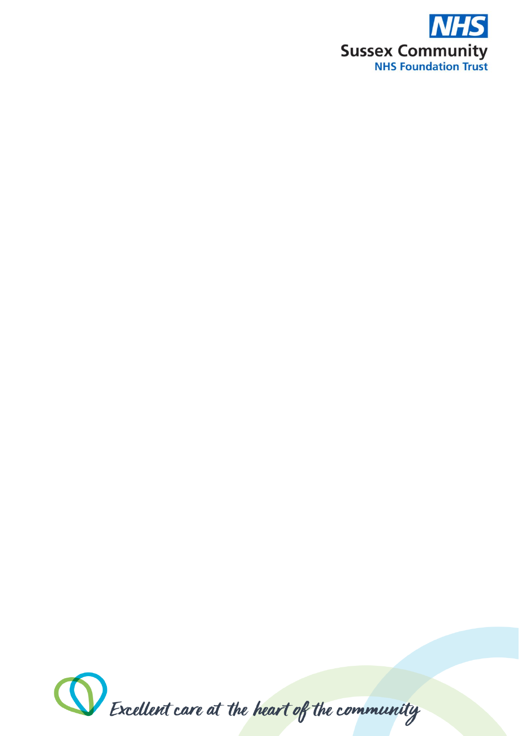NHS

Sussex Community
NHS Foundation Trust

*Excellent care at the heart of the community*